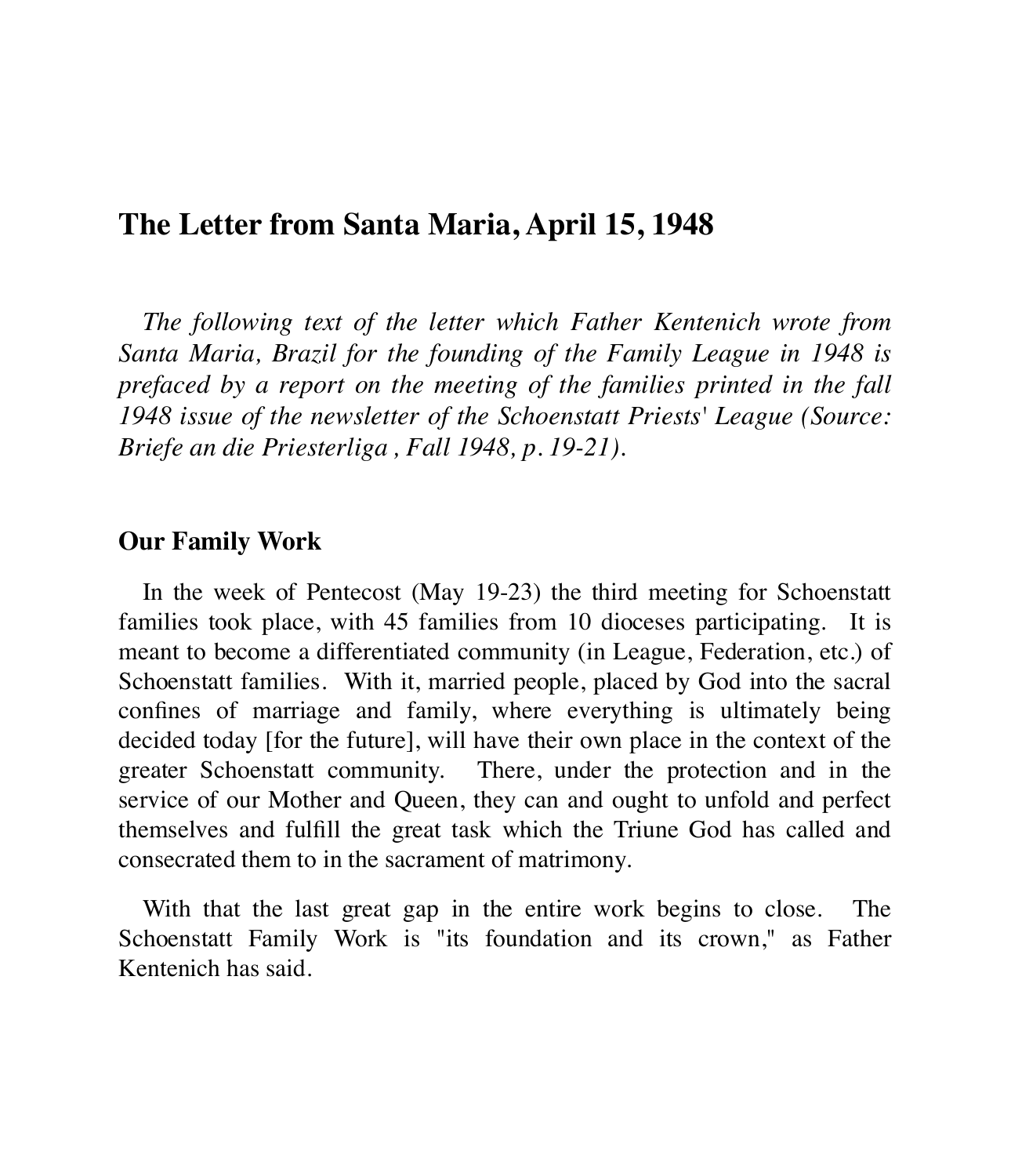## The Letter from Santa Maria, April 15, 1948

*The following text of the letter which Father Kentenich wrote from Santa Maria, Brazil for the founding of the Family League in 1948 is prefaced by a report on the meeting of the families printed in the fall 1948 issue of the newsletter of the Schoenstatt Priests' League (Source: Briefe an die Priesterliga , Fall 1948, p. 19-21).*

### Our Family Work

In the week of Pentecost (May 19-23) the third meeting for Schoenstatt families took place, with 45 families from 10 dioceses participating. It is meant to become a differentiated community (in League, Federation, etc.) of Schoenstatt families. With it, married people, placed by God into the sacral confines of marriage and family, where everything is ultimately being decided today [for the future], will have their own place in the context of the greater Schoenstatt community. There, under the protection and in the service of our Mother and Queen, they can and ought to unfold and perfect themselves and fulfill the great task which the Triune God has called and consecrated them to in the sacrament of matrimony.

With that the last great gap in the entire work begins to close. The Schoenstatt Family Work is "its foundation and its crown," as Father Kentenich has said.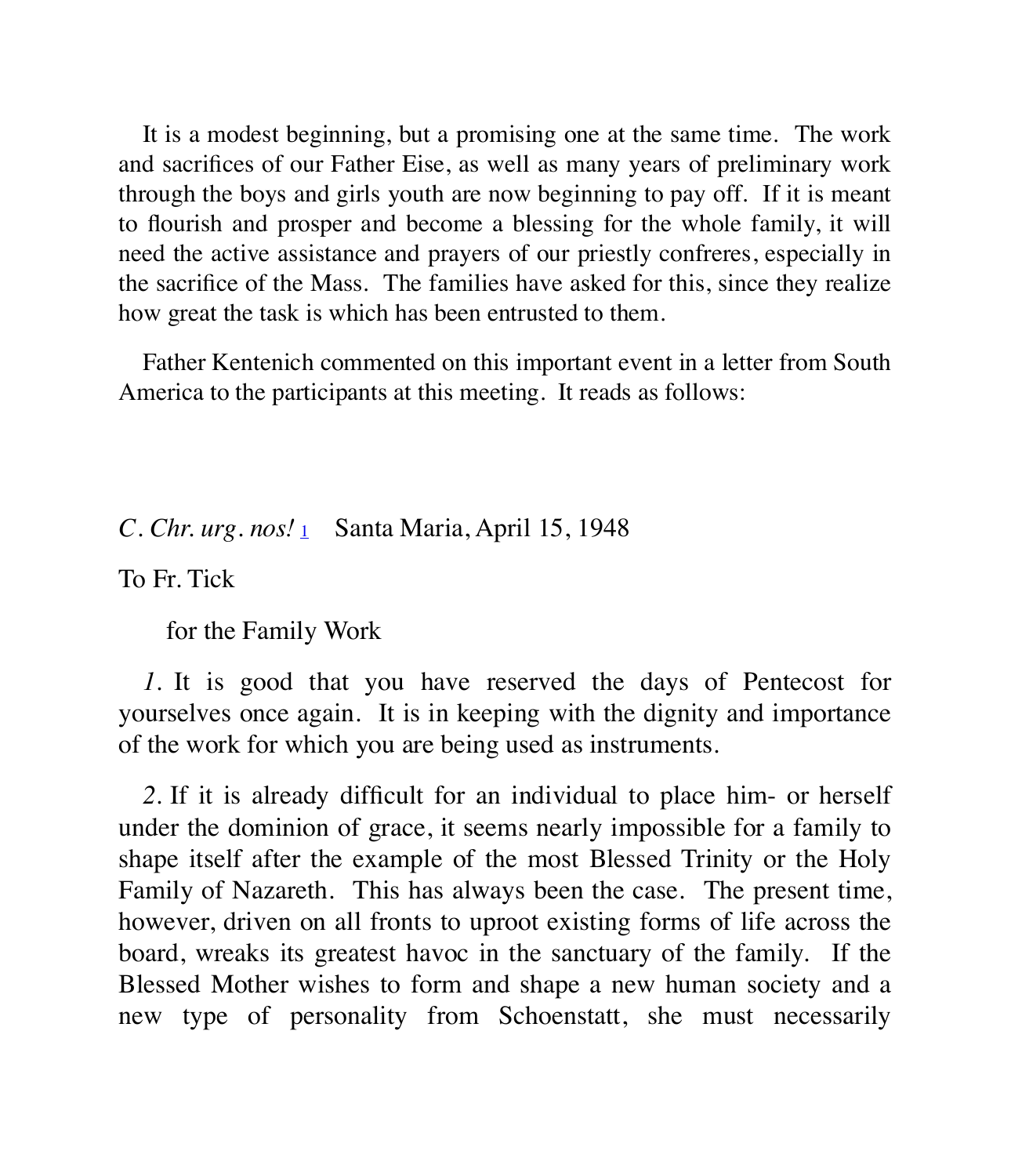It is a modest beginning, but a promising one at the same time. The work and sacrifices of our Father Eise, as well as many years of preliminary work through the boys and girls youth are now beginning to pay off. If it is meant to flourish and prosper and become a blessing for the whole family, it will need the active assistance and prayers of our priestly confreres, especially in the sacrifice of the Mass. The families have asked for this, since they realize how great the task is which has been entrusted to them.

Father Kentenich commented on this important event in a letter from South America to the participants at this meeting. It reads as follows:

*C. Chr. urg. nos!* [1] Santa Maria, April 15, 1948

To Fr. Tick

for the Family Work

*1.* It is good that you have reserved the days of Pentecost for yourselves once again. It is in keeping with the dignity and importance of the work for which you are being used as instruments.

*2.* If it is already difficult for an individual to place him- or herself under the dominion of grace, it seems nearly impossible for a family to shape itself after the example of the most Blessed Trinity or the Holy Family of Nazareth. This has always been the case. The present time, however, driven on all fronts to uproot existing forms of life across the board, wreaks its greatest havoc in the sanctuary of the family. If the Blessed Mother wishes to form and shape a new human society and a new type of personality from Schoenstatt, she must necessarily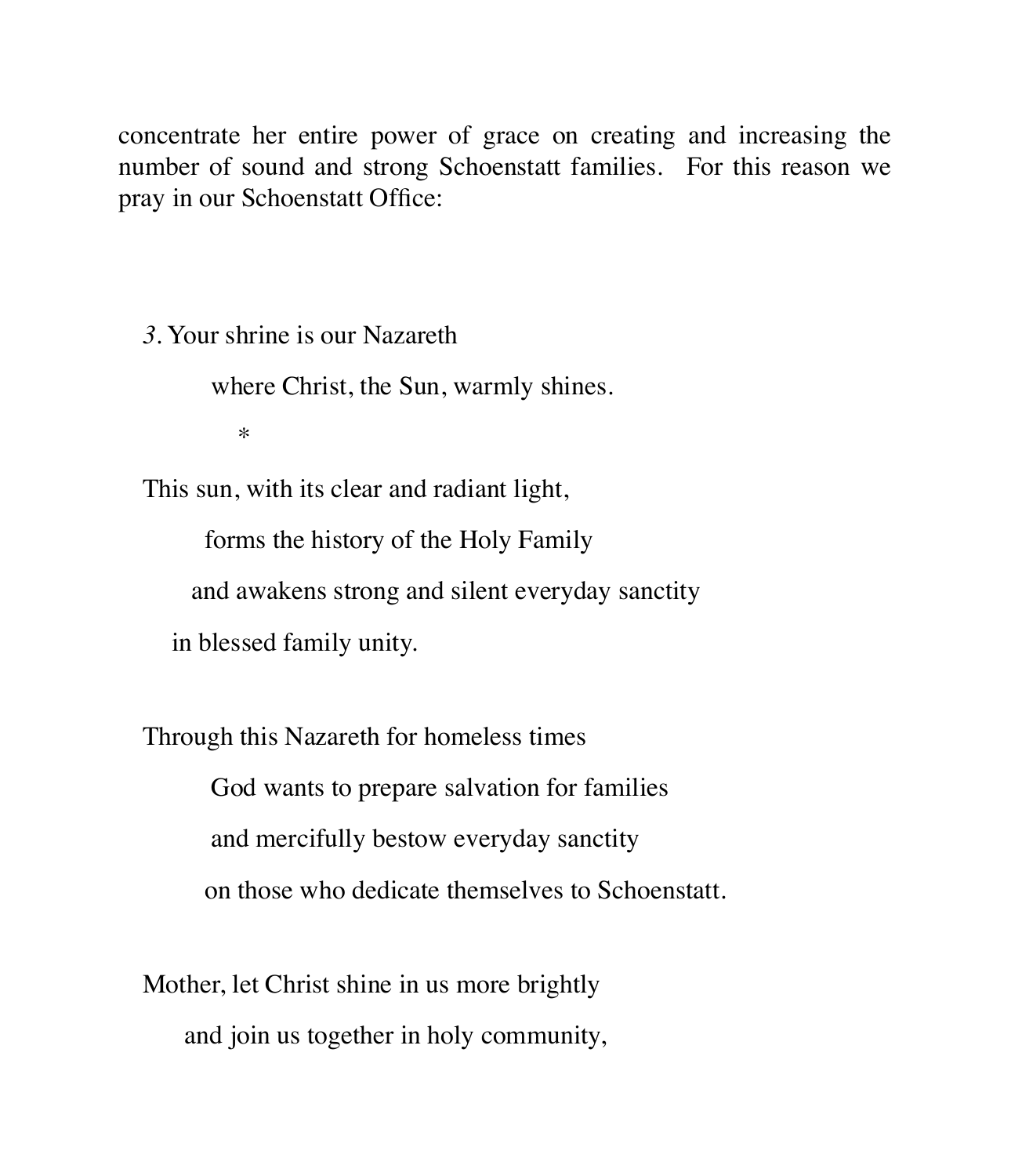concentrate her entire power of grace on creating and increasing the number of sound and strong Schoenstatt families. For this reason we pray in our Schoenstatt Office:

*3.* Your shrine is our Nazareth
where Christ, the Sun, warmly shines.

*

This sun, with its clear and radiant light,
forms the history of the Holy Family
and awakens strong and silent everyday sanctity
in blessed family unity.

Through this Nazareth for homeless times
God wants to prepare salvation for families
and mercifully bestow everyday sanctity
on those who dedicate themselves to Schoenstatt.

Mother, let Christ shine in us more brightly
and join us together in holy community,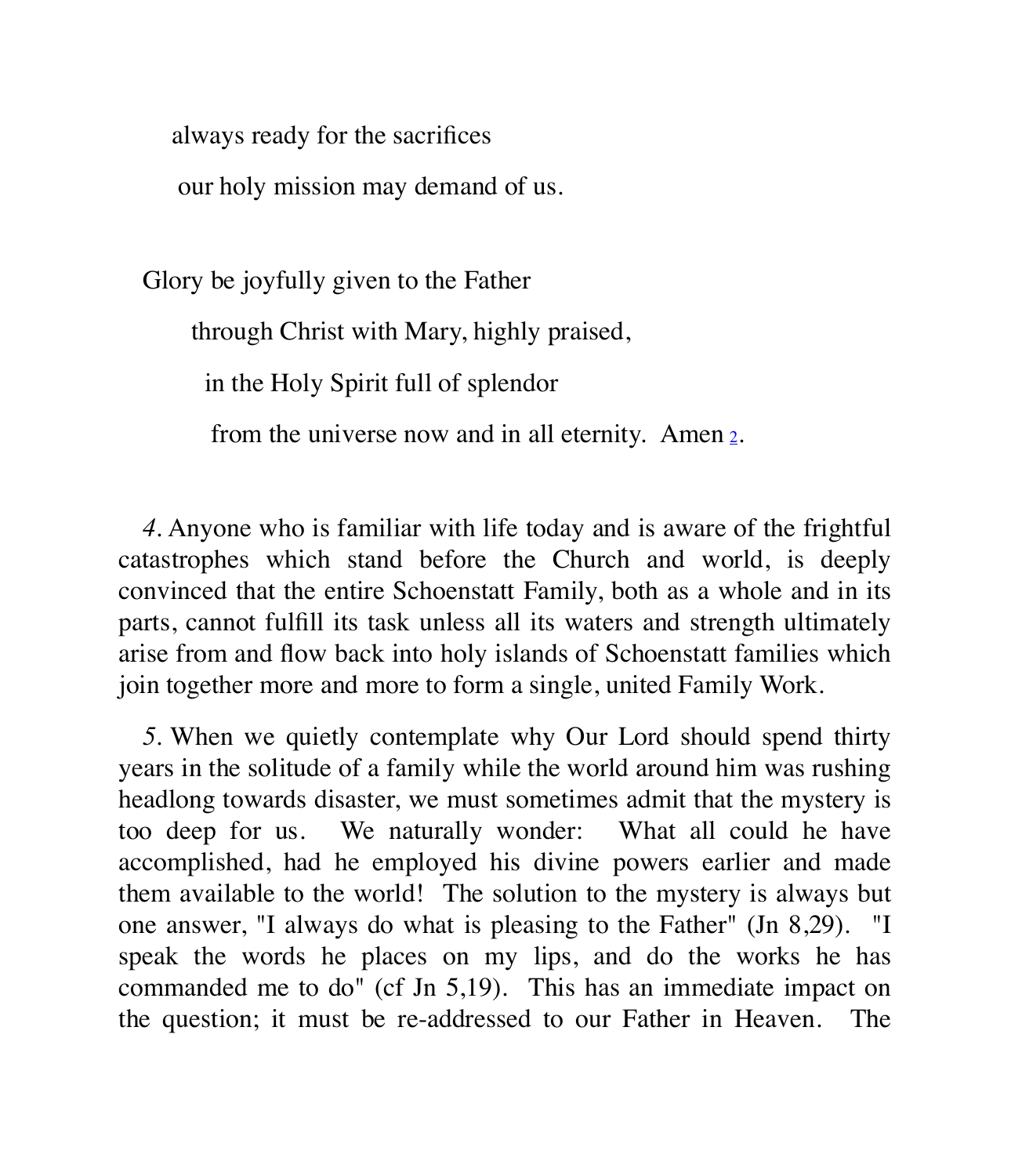always ready for the sacrifices

our holy mission may demand of us.

Glory be joyfully given to the Father

through Christ with Mary, highly praised,

in the Holy Spirit full of splendor

from the universe now and in all eternity. Amen [2].

*4.* Anyone who is familiar with life today and is aware of the frightful catastrophes which stand before the Church and world, is deeply convinced that the entire Schoenstatt Family, both as a whole and in its parts, cannot fulfill its task unless all its waters and strength ultimately arise from and flow back into holy islands of Schoenstatt families which join together more and more to form a single, united Family Work.

*5.* When we quietly contemplate why Our Lord should spend thirty years in the solitude of a family while the world around him was rushing headlong towards disaster, we must sometimes admit that the mystery is too deep for us. We naturally wonder: What all could he have accomplished, had he employed his divine powers earlier and made them available to the world! The solution to the mystery is always but one answer, "I always do what is pleasing to the Father" (Jn 8,29). "I speak the words he places on my lips, and do the works he has commanded me to do" (cf Jn 5,19). This has an immediate impact on the question; it must be re-addressed to our Father in Heaven. The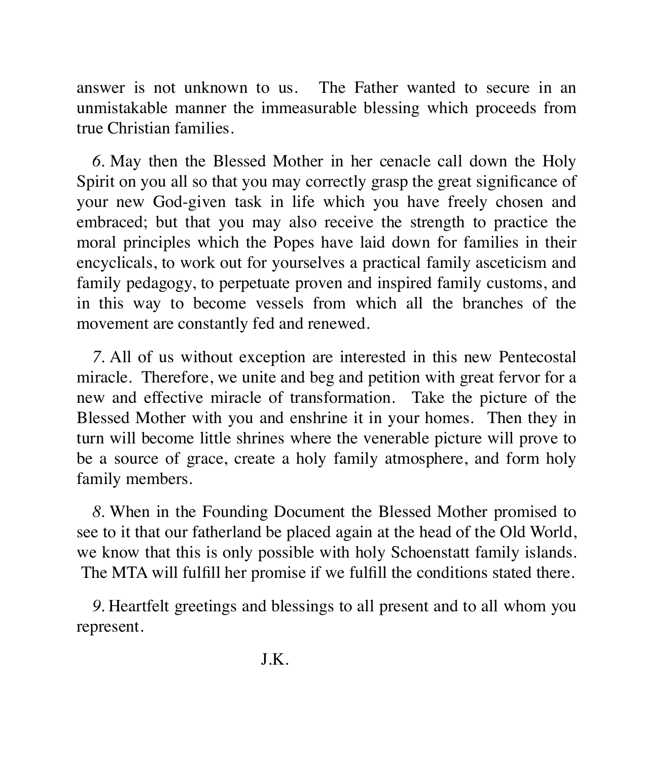answer is not unknown to us. The Father wanted to secure in an unmistakable manner the immeasurable blessing which proceeds from true Christian families.

*6.* May then the Blessed Mother in her cenacle call down the Holy Spirit on you all so that you may correctly grasp the great significance of your new God-given task in life which you have freely chosen and embraced; but that you may also receive the strength to practice the moral principles which the Popes have laid down for families in their encyclicals, to work out for yourselves a practical family asceticism and family pedagogy, to perpetuate proven and inspired family customs, and in this way to become vessels from which all the branches of the movement are constantly fed and renewed.

*7.* All of us without exception are interested in this new Pentecostal miracle. Therefore, we unite and beg and petition with great fervor for a new and effective miracle of transformation. Take the picture of the Blessed Mother with you and enshrine it in your homes. Then they in turn will become little shrines where the venerable picture will prove to be a source of grace, create a holy family atmosphere, and form holy family members.

*8.* When in the Founding Document the Blessed Mother promised to see to it that our fatherland be placed again at the head of the Old World, we know that this is only possible with holy Schoenstatt family islands. The MTA will fulfill her promise if we fulfill the conditions stated there.

*9.* Heartfelt greetings and blessings to all present and to all whom you represent.

J.K.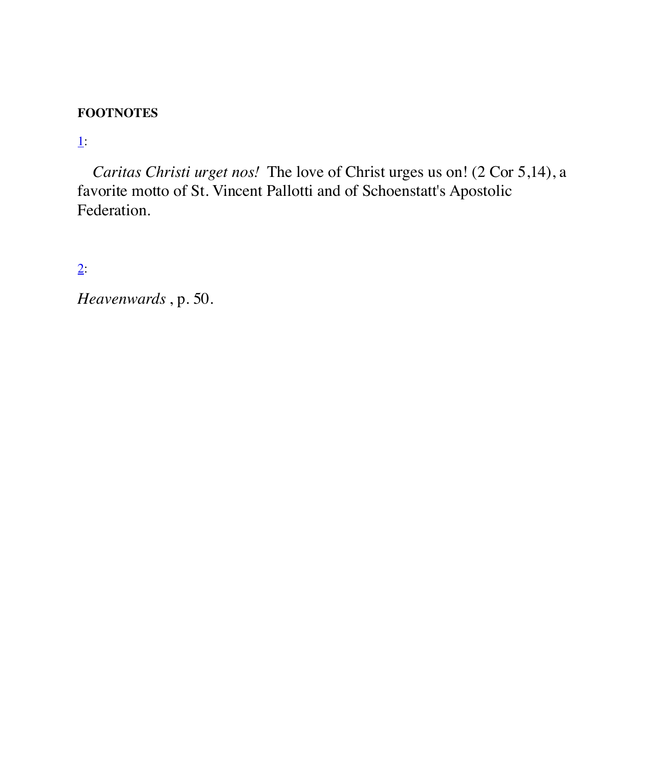**FOOTNOTES**

1:

*Caritas Christi urget nos!* The love of Christ urges us on! (2 Cor 5,14), a favorite motto of St. Vincent Pallotti and of Schoenstatt's Apostolic Federation.

2:

*Heavenwards* , p. 50.